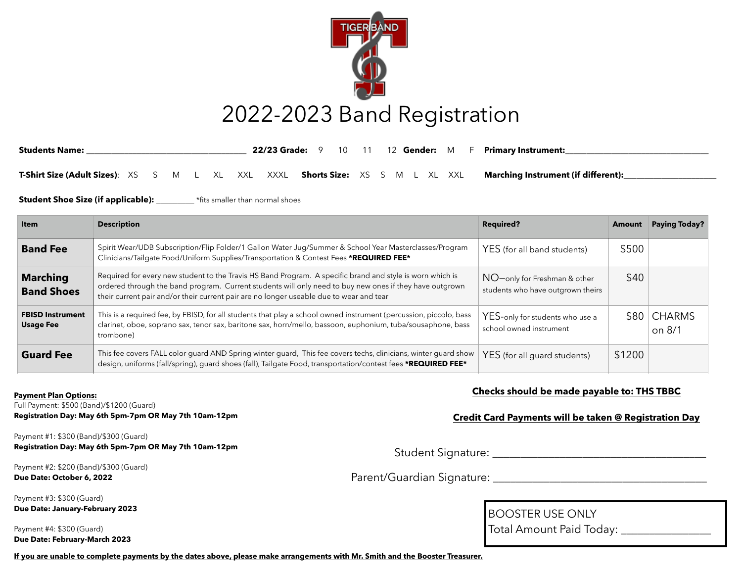TIGER BAND

# 2022-2023 Band Registration

**Students Name:** ____________________________________ **22/23 Grade:** 9 10 11 12 **Gender:** M F **Primary Instrument:**________________________________

**T-Shirt Size (Adult Sizes)**: XS S M L XL XXL XXXL **Shorts Size:** XS S M L XL XXL **Marching Instrument (if different):**_____________________

**Student Shoe Size (if applicable):** _________ *fits smaller than normal shoes

| Item | Description | Required? | Amount | Paying Today? |
|---|---|---|---|---|
| **Band Fee** | Spirit Wear/UDB Subscription/Flip Folder/1 Gallon Water Jug/Summer & School Year Masterclasses/Program Clinicians/Tailgate Food/Uniform Supplies/Transportation & Contest Fees **\*REQUIRED FEE\*** | YES (for all band students) | $500 | |
| **Marching Band Shoes** | Required for every new student to the Travis HS Band Program. A specific brand and style is worn which is ordered through the band program. Current students will only need to buy new ones if they have outgrown their current pair and/or their current pair are no longer useable due to wear and tear | NO—only for Freshman & other students who have outgrown theirs | $40 | |
| **FBISD Instrument Usage Fee** | This is a required fee, by FBISD, for all students that play a school owned instrument (percussion, piccolo, bass clarinet, oboe, soprano sax, tenor sax, baritone sax, horn/mello, bassoon, euphonium, tuba/sousaphone, bass trombone) | YES-only for students who use a school owned instrument | $80 | CHARMS on 8/1 |
| **Guard Fee** | This fee covers FALL color guard AND Spring winter guard, This fee covers techs, clinicians, winter guard show design, uniforms (fall/spring), guard shoes (fall), Tailgate Food, transportation/contest fees **\*REQUIRED FEE\*** | YES (for all guard students) | $1200 | |

**Payment Plan Options:**

Full Payment: $500 (Band)/$1200 (Guard)
**Registration Day: May 6th 5pm-7pm OR May 7th 10am-12pm**

Payment #1: $300 (Band)/$300 (Guard)
**Registration Day: May 6th 5pm-7pm OR May 7th 10am-12pm**

Payment #2: $200 (Band)/$300 (Guard)
**Due Date: October 6, 2022**

Payment #3: $300 (Guard)
**Due Date: January-February 2023**

Payment #4: $300 (Guard)
**Due Date: February-March 2023**

**If you are unable to complete payments by the dates above, please make arrangements with Mr. Smith and the Booster Treasurer.**

**Checks should be made payable to: THS TBBC**

**Credit Card Payments will be taken @ Registration Day**

Student Signature: ________________________________________

Parent/Guardian Signature: ________________________________________

BOOSTER USE ONLY
Total Amount Paid Today: ________________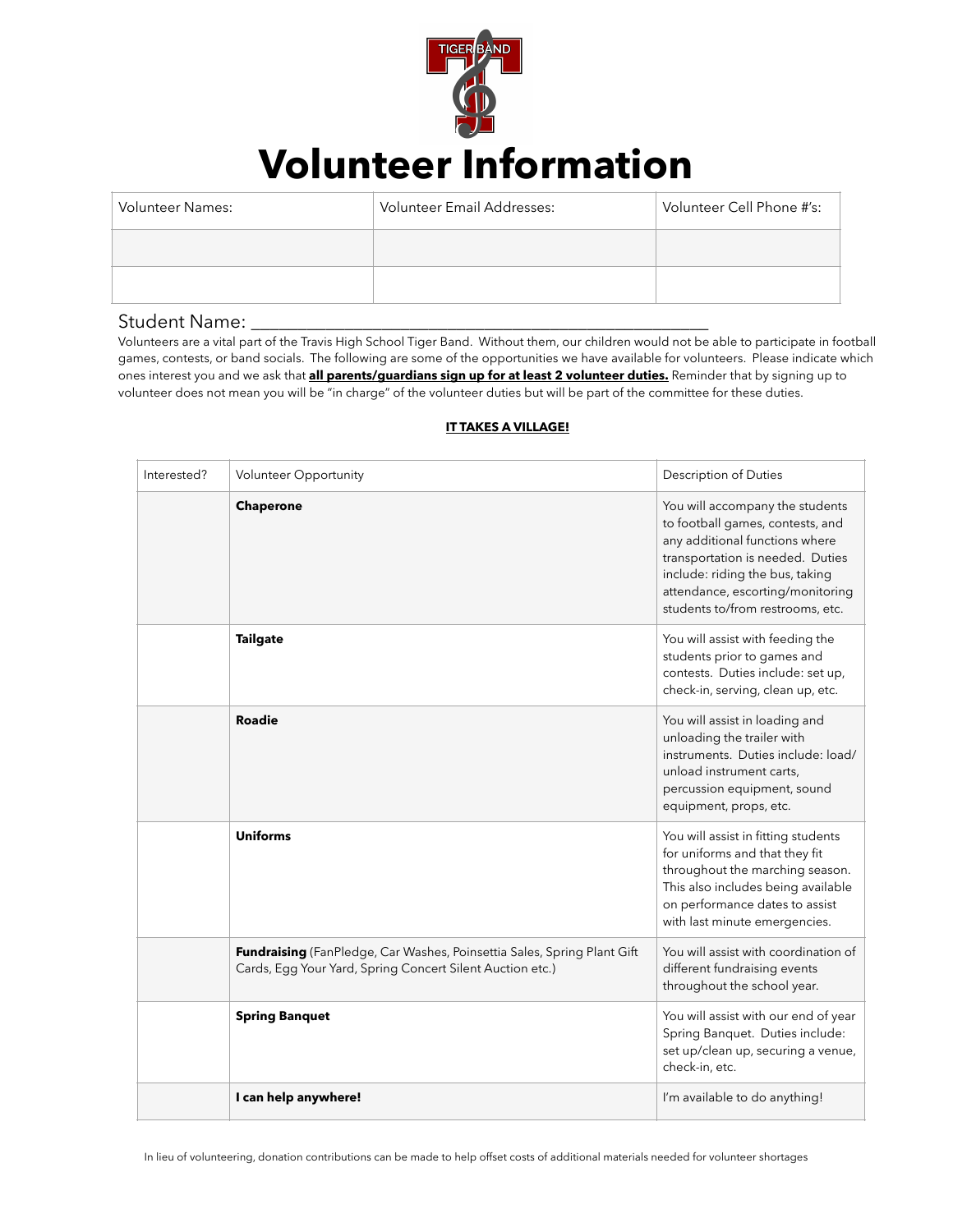# Volunteer Information

| Volunteer Names: | Volunteer Email Addresses: | Volunteer Cell Phone #'s: |
|---|---|---|
| | | |
| | | |

Student Name: ___________________________________________________________

Volunteers are a vital part of the Travis High School Tiger Band. Without them, our children would not be able to participate in football games, contests, or band socials. The following are some of the opportunities we have available for volunteers. Please indicate which ones interest you and we ask that **all parents/guardians sign up for at least 2 volunteer duties.** Reminder that by signing up to volunteer does not mean you will be "in charge" of the volunteer duties but will be part of the committee for these duties.

**IT TAKES A VILLAGE!**

| Interested? | Volunteer Opportunity | Description of Duties |
|---|---|---|
| | **Chaperone** | You will accompany the students to football games, contests, and any additional functions where transportation is needed. Duties include: riding the bus, taking attendance, escorting/monitoring students to/from restrooms, etc. |
| | **Tailgate** | You will assist with feeding the students prior to games and contests. Duties include: set up, check-in, serving, clean up, etc. |
| | **Roadie** | You will assist in loading and unloading the trailer with instruments. Duties include: load/unload instrument carts, percussion equipment, sound equipment, props, etc. |
| | **Uniforms** | You will assist in fitting students for uniforms and that they fit throughout the marching season. This also includes being available on performance dates to assist with last minute emergencies. |
| | **Fundraising** (FanPledge, Car Washes, Poinsettia Sales, Spring Plant Gift Cards, Egg Your Yard, Spring Concert Silent Auction etc.) | You will assist with coordination of different fundraising events throughout the school year. |
| | **Spring Banquet** | You will assist with our end of year Spring Banquet. Duties include: set up/clean up, securing a venue, check-in, etc. |
| | **I can help anywhere!** | I'm available to do anything! |

In lieu of volunteering, donation contributions can be made to help offset costs of additional materials needed for volunteer shortages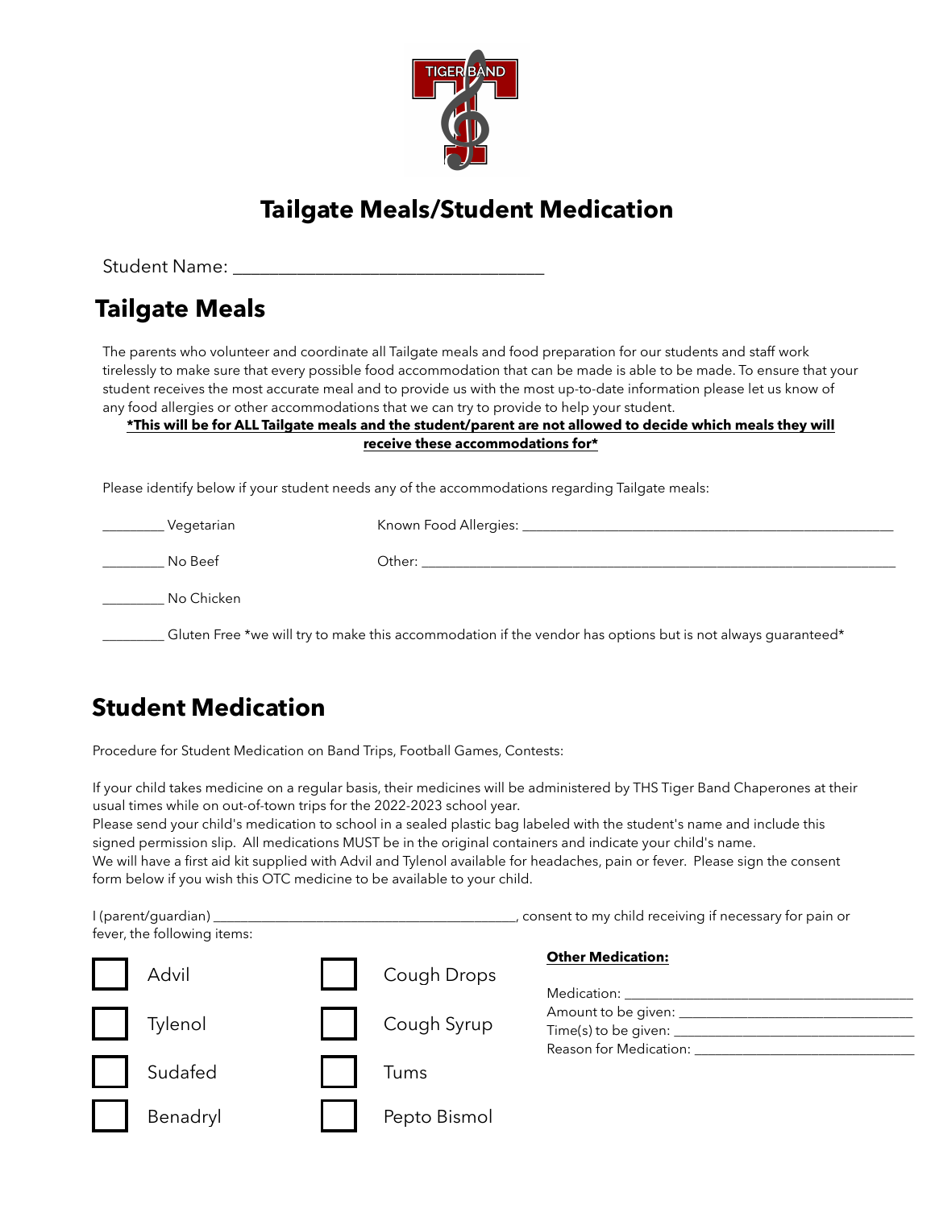# Tailgate Meals/Student Medication

Student Name: ___________________________________

## Tailgate Meals

The parents who volunteer and coordinate all Tailgate meals and food preparation for our students and staff work tirelessly to make sure that every possible food accommodation that can be made is able to be made. To ensure that your student receives the most accurate meal and to provide us with the most up-to-date information please let us know of any food allergies or other accommodations that we can try to provide to help your student.

**<u>*This will be for ALL Tailgate meals and the student/parent are not allowed to decide which meals they will receive these accommodations for*</u>**

Please identify below if your student needs any of the accommodations regarding Tailgate meals:

_________ Vegetarian

_________ No Beef

_________ No Chicken

_________ Gluten Free *we will try to make this accommodation if the vendor has options but is not always guaranteed*

Known Food Allergies: _______________________________________________________

Other: __________________________________________________________________

## Student Medication

Procedure for Student Medication on Band Trips, Football Games, Contests:

If your child takes medicine on a regular basis, their medicines will be administered by THS Tiger Band Chaperones at their usual times while on out-of-town trips for the 2022-2023 school year.
Please send your child's medication to school in a sealed plastic bag labeled with the student's name and include this signed permission slip. All medications MUST be in the original containers and indicate your child's name.
We will have a first aid kit supplied with Advil and Tylenol available for headaches, pain or fever. Please sign the consent form below if you wish this OTC medicine to be available to your child.

I (parent/guardian) ____________________________________________, consent to my child receiving if necessary for pain or fever, the following items:

- ☐ Advil
- ☐ Tylenol
- ☐ Sudafed
- ☐ Benadryl
- ☐ Cough Drops
- ☐ Cough Syrup
- ☐ Tums
- ☐ Pepto Bismol

**<u>Other Medication:</u>**

Medication: ________________________________________

Amount to be given: __________________________________

Time(s) to be given: __________________________________

Reason for Medication: _______________________________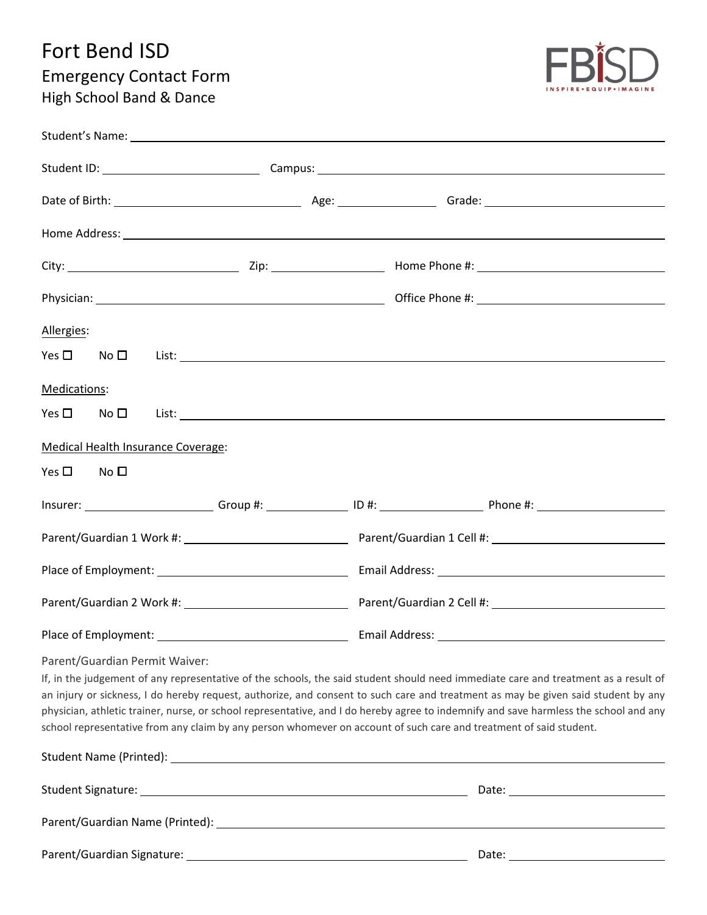# Fort Bend ISD

## Emergency Contact Form

### High School Band & Dance

FBISD
INSPIRE • EQUIP • IMAGINE

Student's Name: ______________________________

Student ID: ______________ Campus: ______________________________

Date of Birth: ______________ Age: __________ Grade: ______________

Home Address: ______________________________

City: ______________ Zip: __________ Home Phone #: ______________

Physician: ______________________________ Office Phone #: ______________

Allergies:

Yes ☐ No ☐ List: ______________________________

Medications:

Yes ☐ No ☐ List: ______________________________

Medical Health Insurance Coverage:

Yes ☐ No ☐

Insurer: ______________ Group #: __________ ID #: __________ Phone #: ______________

Parent/Guardian 1 Work #: ______________ Parent/Guardian 1 Cell #: ______________

Place of Employment: ______________ Email Address: ______________

Parent/Guardian 2 Work #: ______________ Parent/Guardian 2 Cell #: ______________

Place of Employment: ______________ Email Address: ______________

Parent/Guardian Permit Waiver:

If, in the judgement of any representative of the schools, the said student should need immediate care and treatment as a result of an injury or sickness, I do hereby request, authorize, and consent to such care and treatment as may be given said student by any physician, athletic trainer, nurse, or school representative, and I do hereby agree to indemnify and save harmless the school and any school representative from any claim by any person whomever on account of such care and treatment of said student.

Student Name (Printed): ______________________________

Student Signature: ______________________________ Date: ______________

Parent/Guardian Name (Printed): ______________________________

Parent/Guardian Signature: ______________________________ Date: ______________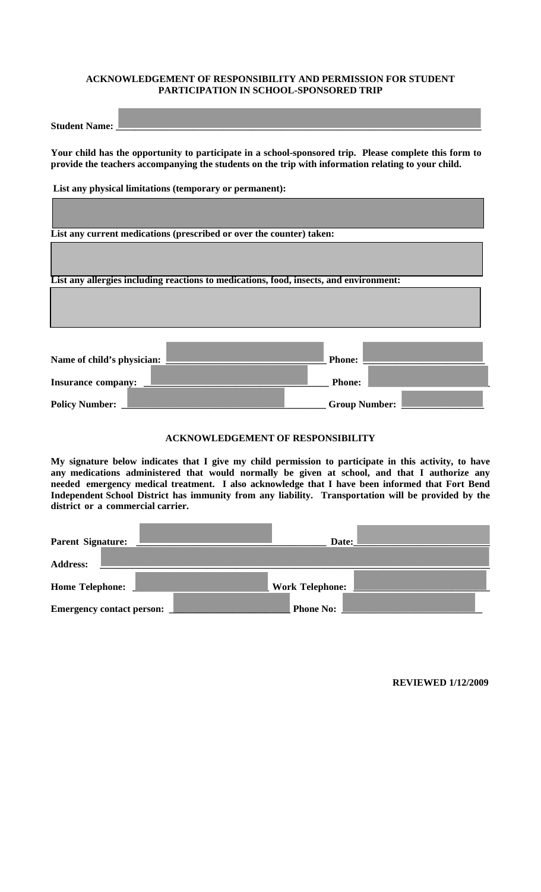**ACKNOWLEDGEMENT OF RESPONSIBILITY AND PERMISSION FOR STUDENT PARTICIPATION IN SCHOOL-SPONSORED TRIP**

**Student Name:** ____________________________________________________________

**Your child has the opportunity to participate in a school-sponsored trip. Please complete this form to provide the teachers accompanying the students on the trip with information relating to your child.**

**List any physical limitations (temporary or permanent):**

**List any current medications (prescribed or over the counter) taken:**

**List any allergies including reactions to medications, food, insects, and environment:**

**Name of child's physician:** ______________________________ **Phone:** ______________________

**Insurance company:** ______________________________ **Phone:** ______________________

**Policy Number:** ______________________________ **Group Number:** ______________

**ACKNOWLEDGEMENT OF RESPONSIBILITY**

**My signature below indicates that I give my child permission to participate in this activity, to have any medications administered that would normally be given at school, and that I authorize any needed emergency medical treatment. I also acknowledge that I have been informed that Fort Bend Independent School District has immunity from any liability. Transportation will be provided by the district or a commercial carrier.**

**Parent Signature:** ______________________________ **Date:** ______________________

**Address:** ____________________________________________________________

**Home Telephone:** ______________________ **Work Telephone:** ______________________

**Emergency contact person:** ______________________ **Phone No:** ______________________

**REVIEWED 1/12/2009**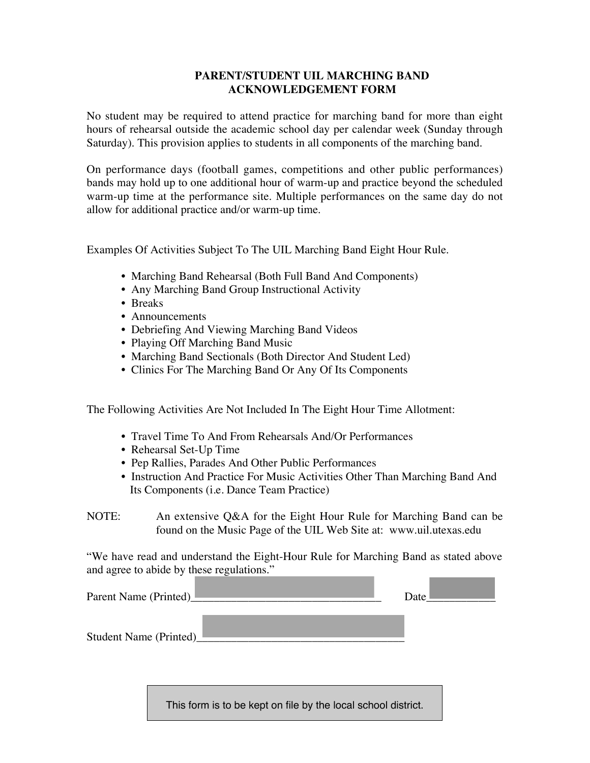# PARENT/STUDENT UIL MARCHING BAND ACKNOWLEDGEMENT FORM

No student may be required to attend practice for marching band for more than eight hours of rehearsal outside the academic school day per calendar week (Sunday through Saturday). This provision applies to students in all components of the marching band.

On performance days (football games, competitions and other public performances) bands may hold up to one additional hour of warm-up and practice beyond the scheduled warm-up time at the performance site. Multiple performances on the same day do not allow for additional practice and/or warm-up time.

Examples Of Activities Subject To The UIL Marching Band Eight Hour Rule.

- Marching Band Rehearsal (Both Full Band And Components)
- Any Marching Band Group Instructional Activity
- Breaks
- Announcements
- Debriefing And Viewing Marching Band Videos
- Playing Off Marching Band Music
- Marching Band Sectionals (Both Director And Student Led)
- Clinics For The Marching Band Or Any Of Its Components

The Following Activities Are Not Included In The Eight Hour Time Allotment:

- Travel Time To And From Rehearsals And/Or Performances
- Rehearsal Set-Up Time
- Pep Rallies, Parades And Other Public Performances
- Instruction And Practice For Music Activities Other Than Marching Band And Its Components (i.e. Dance Team Practice)

NOTE: An extensive Q&A for the Eight Hour Rule for Marching Band can be found on the Music Page of the UIL Web Site at: www.uil.utexas.edu

"We have read and understand the Eight-Hour Rule for Marching Band as stated above and agree to abide by these regulations."

Parent Name (Printed)\_\_\_\_\_\_\_\_\_\_\_\_\_\_\_\_\_\_\_\_\_\_\_\_\_\_\_\_\_\_\_\_\_ Date\_\_\_\_\_\_\_\_\_\_\_\_

Student Name (Printed)\_\_\_\_\_\_\_\_\_\_\_\_\_\_\_\_\_\_\_\_\_\_\_\_\_\_\_\_\_\_\_\_\_\_\_\_\_

This form is to be kept on file by the local school district.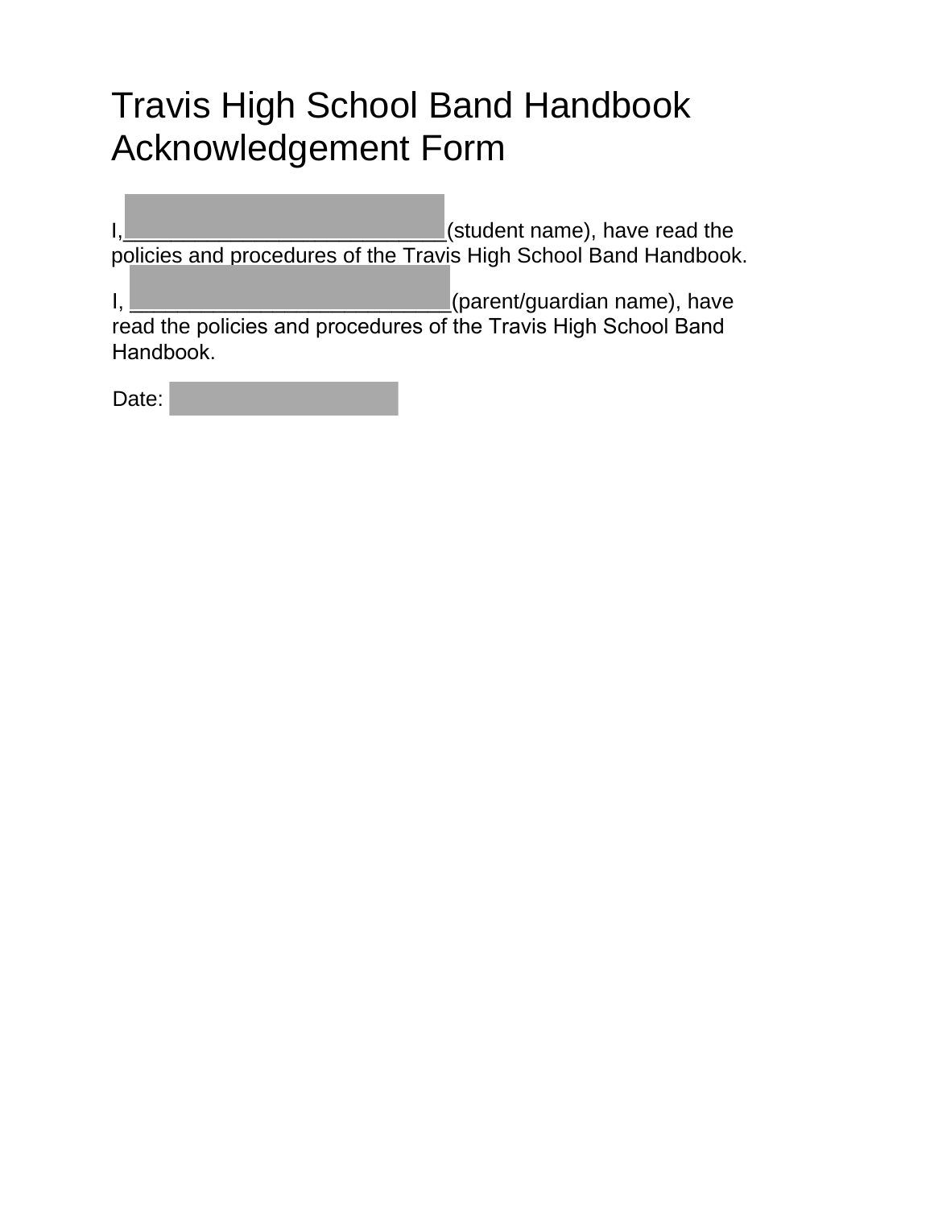# Travis High School Band Handbook Acknowledgement Form

I,___________________________(student name), have read the policies and procedures of the Travis High School Band Handbook.

I, ___________________________(parent/guardian name), have read the policies and procedures of the Travis High School Band Handbook.

Date: